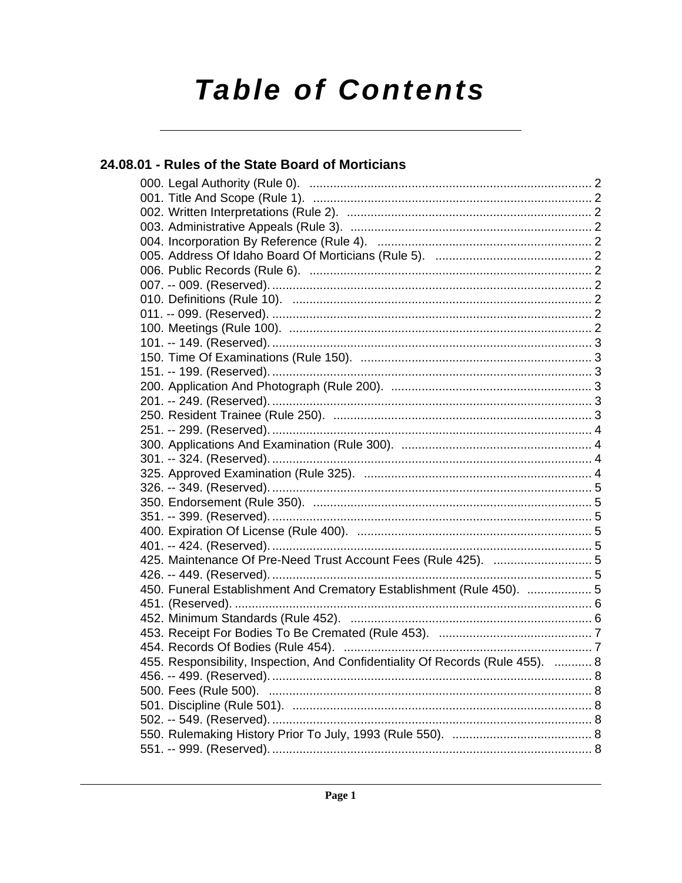# Table of Contents

## 24.08.01 - Rules of the State Board of Morticians

000. Legal Authority (Rule 0). .................................................................................... 2
001. Title And Scope (Rule 1). .................................................................................... 2
002. Written Interpretations (Rule 2). ........................................................................ 2
003. Administrative Appeals (Rule 3). ....................................................................... 2
004. Incorporation By Reference (Rule 4). ............................................................... 2
005. Address Of Idaho Board Of Morticians (Rule 5). .............................................. 2
006. Public Records (Rule 6). .................................................................................... 2
007. -- 009. (Reserved). ............................................................................................... 2
010. Definitions (Rule 10). ......................................................................................... 2
011. -- 099. (Reserved). ............................................................................................... 2
100. Meetings (Rule 100). ......................................................................................... 2
101. -- 149. (Reserved). ............................................................................................... 3
150. Time Of Examinations (Rule 150). .................................................................... 3
151. -- 199. (Reserved). ............................................................................................... 3
200. Application And Photograph (Rule 200). ........................................................... 3
201. -- 249. (Reserved). ............................................................................................... 3
250. Resident Trainee (Rule 250). ............................................................................. 3
251. -- 299. (Reserved). ............................................................................................... 4
300. Applications And Examination (Rule 300). ........................................................ 4
301. -- 324. (Reserved). ............................................................................................... 4
325. Approved Examination (Rule 325). .................................................................... 4
326. -- 349. (Reserved). ............................................................................................... 5
350. Endorsement (Rule 350). ................................................................................... 5
351. -- 399. (Reserved). ............................................................................................... 5
400. Expiration Of License (Rule 400). ...................................................................... 5
401. -- 424. (Reserved). ............................................................................................... 5
425. Maintenance Of Pre-Need Trust Account Fees (Rule 425). ............................. 5
426. -- 449. (Reserved). ............................................................................................... 5
450. Funeral Establishment And Crematory Establishment (Rule 450). ................... 5
451. (Reserved). .......................................................................................................... 6
452. Minimum Standards (Rule 452). ........................................................................ 6
453. Receipt For Bodies To Be Cremated (Rule 453). ............................................. 7
454. Records Of Bodies (Rule 454). .......................................................................... 7
455. Responsibility, Inspection, And Confidentiality Of Records (Rule 455). ........... 8
456. -- 499. (Reserved). ............................................................................................... 8
500. Fees (Rule 500). ................................................................................................ 8
501. Discipline (Rule 501). ......................................................................................... 8
502. -- 549. (Reserved). ............................................................................................... 8
550. Rulemaking History Prior To July, 1993 (Rule 550). ......................................... 8
551. -- 999. (Reserved). ............................................................................................... 8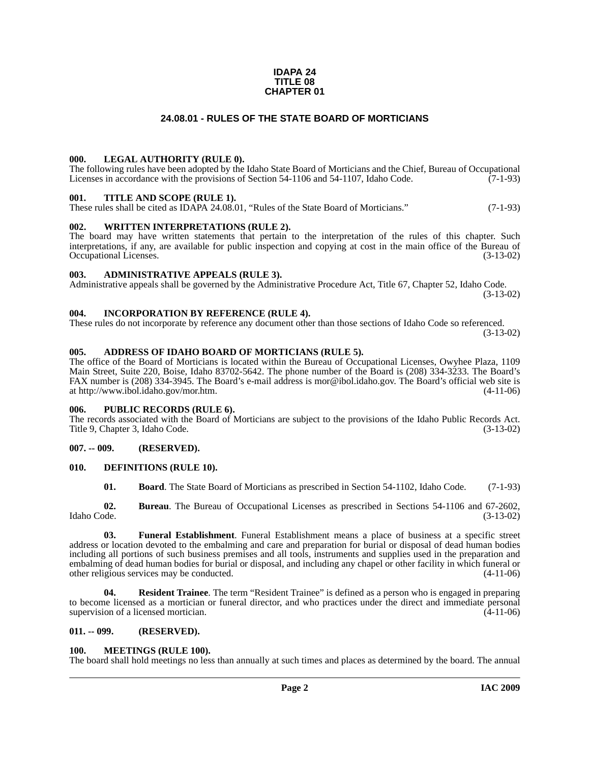# IDAPA 24
# TITLE 08
# CHAPTER 01

## 24.08.01 - RULES OF THE STATE BOARD OF MORTICIANS

### 000. LEGAL AUTHORITY (RULE 0).

The following rules have been adopted by the Idaho State Board of Morticians and the Chief, Bureau of Occupational Licenses in accordance with the provisions of Section 54-1106 and 54-1107, Idaho Code. (7-1-93)

### 001. TITLE AND SCOPE (RULE 1).

These rules shall be cited as IDAPA 24.08.01, "Rules of the State Board of Morticians." (7-1-93)

### 002. WRITTEN INTERPRETATIONS (RULE 2).

The board may have written statements that pertain to the interpretation of the rules of this chapter. Such interpretations, if any, are available for public inspection and copying at cost in the main office of the Bureau of Occupational Licenses. (3-13-02)

### 003. ADMINISTRATIVE APPEALS (RULE 3).

Administrative appeals shall be governed by the Administrative Procedure Act, Title 67, Chapter 52, Idaho Code. (3-13-02)

### 004. INCORPORATION BY REFERENCE (RULE 4).

These rules do not incorporate by reference any document other than those sections of Idaho Code so referenced. (3-13-02)

### 005. ADDRESS OF IDAHO BOARD OF MORTICIANS (RULE 5).

The office of the Board of Morticians is located within the Bureau of Occupational Licenses, Owyhee Plaza, 1109 Main Street, Suite 220, Boise, Idaho 83702-5642. The phone number of the Board is (208) 334-3233. The Board's FAX number is (208) 334-3945. The Board's e-mail address is mor@ibol.idaho.gov. The Board's official web site is at http://www.ibol.idaho.gov/mor.htm. (4-11-06)

### 006. PUBLIC RECORDS (RULE 6).

The records associated with the Board of Morticians are subject to the provisions of the Idaho Public Records Act. Title 9, Chapter 3, Idaho Code. (3-13-02)

### 007. -- 009. (RESERVED).

### 010. DEFINITIONS (RULE 10).

**01. Board**. The State Board of Morticians as prescribed in Section 54-1102, Idaho Code. (7-1-93)

**02. Bureau**. The Bureau of Occupational Licenses as prescribed in Sections 54-1106 and 67-2602, Idaho Code. (3-13-02)

**03. Funeral Establishment**. Funeral Establishment means a place of business at a specific street address or location devoted to the embalming and care and preparation for burial or disposal of dead human bodies including all portions of such business premises and all tools, instruments and supplies used in the preparation and embalming of dead human bodies for burial or disposal, and including any chapel or other facility in which funeral or other religious services may be conducted. (4-11-06)

**04. Resident Trainee**. The term "Resident Trainee" is defined as a person who is engaged in preparing to become licensed as a mortician or funeral director, and who practices under the direct and immediate personal supervision of a licensed mortician. (4-11-06)

### 011. -- 099. (RESERVED).

### 100. MEETINGS (RULE 100).

The board shall hold meetings no less than annually at such times and places as determined by the board. The annual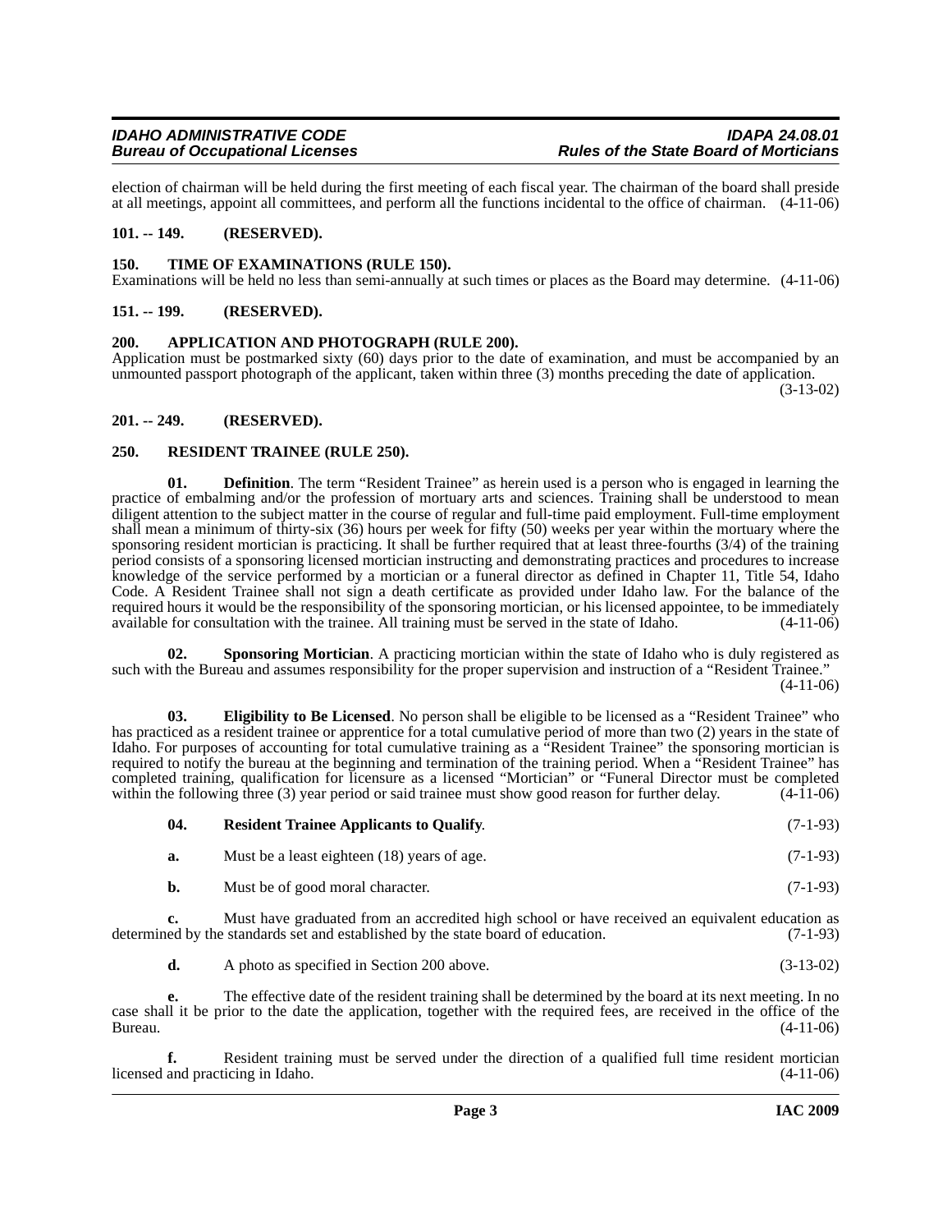election of chairman will be held during the first meeting of each fiscal year. The chairman of the board shall preside at all meetings, appoint all committees, and perform all the functions incidental to the office of chairman. (4-11-06)

### 101. -- 149. (RESERVED).

### 150. TIME OF EXAMINATIONS (RULE 150).

Examinations will be held no less than semi-annually at such times or places as the Board may determine. (4-11-06)

### 151. -- 199. (RESERVED).

### 200. APPLICATION AND PHOTOGRAPH (RULE 200).

Application must be postmarked sixty (60) days prior to the date of examination, and must be accompanied by an unmounted passport photograph of the applicant, taken within three (3) months preceding the date of application. (3-13-02)

### 201. -- 249. (RESERVED).

### 250. RESIDENT TRAINEE (RULE 250).

**01. Definition**. The term "Resident Trainee" as herein used is a person who is engaged in learning the practice of embalming and/or the profession of mortuary arts and sciences. Training shall be understood to mean diligent attention to the subject matter in the course of regular and full-time paid employment. Full-time employment shall mean a minimum of thirty-six (36) hours per week for fifty (50) weeks per year within the mortuary where the sponsoring resident mortician is practicing. It shall be further required that at least three-fourths (3/4) of the training period consists of a sponsoring licensed mortician instructing and demonstrating practices and procedures to increase knowledge of the service performed by a mortician or a funeral director as defined in Chapter 11, Title 54, Idaho Code. A Resident Trainee shall not sign a death certificate as provided under Idaho law. For the balance of the required hours it would be the responsibility of the sponsoring mortician, or his licensed appointee, to be immediately available for consultation with the trainee. All training must be served in the state of Idaho. (4-11-06)

**02. Sponsoring Mortician**. A practicing mortician within the state of Idaho who is duly registered as such with the Bureau and assumes responsibility for the proper supervision and instruction of a "Resident Trainee." (4-11-06)

**03. Eligibility to Be Licensed**. No person shall be eligible to be licensed as a "Resident Trainee" who has practiced as a resident trainee or apprentice for a total cumulative period of more than two (2) years in the state of Idaho. For purposes of accounting for total cumulative training as a "Resident Trainee" the sponsoring mortician is required to notify the bureau at the beginning and termination of the training period. When a "Resident Trainee" has completed training, qualification for licensure as a licensed "Mortician" or "Funeral Director must be completed within the following three (3) year period or said trainee must show good reason for further delay. (4-11-06)

**04. Resident Trainee Applicants to Qualify**. (7-1-93)

**a.** Must be a least eighteen (18) years of age. (7-1-93)

**b.** Must be of good moral character. (7-1-93)

**c.** Must have graduated from an accredited high school or have received an equivalent education as determined by the standards set and established by the state board of education. (7-1-93)

**d.** A photo as specified in Section 200 above. (3-13-02)

**e.** The effective date of the resident training shall be determined by the board at its next meeting. In no case shall it be prior to the date the application, together with the required fees, are received in the office of the Bureau. (4-11-06)

**f.** Resident training must be served under the direction of a qualified full time resident mortician licensed and practicing in Idaho. (4-11-06)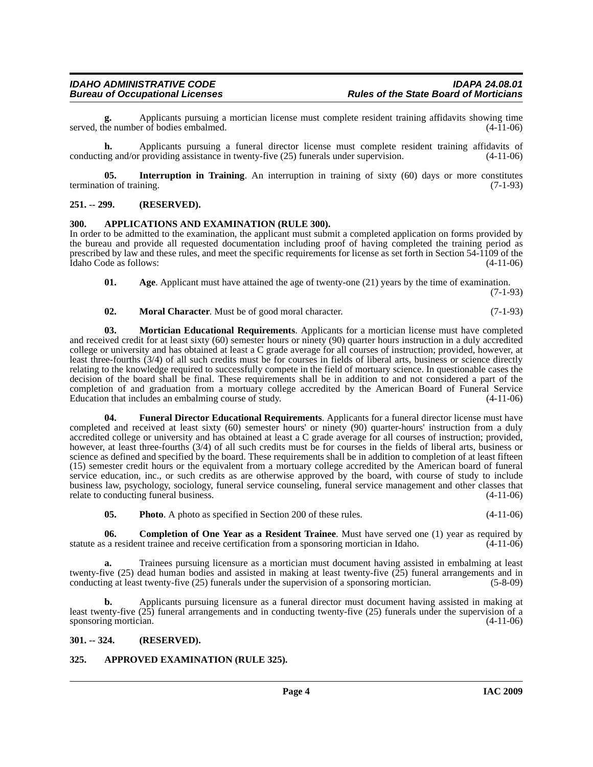**g.** Applicants pursuing a mortician license must complete resident training affidavits showing time served, the number of bodies embalmed. (4-11-06)

**h.** Applicants pursuing a funeral director license must complete resident training affidavits of conducting and/or providing assistance in twenty-five (25) funerals under supervision. (4-11-06)

**05. Interruption in Training**. An interruption in training of sixty (60) days or more constitutes termination of training. (7-1-93)

## 251. -- 299. (RESERVED).

## 300. APPLICATIONS AND EXAMINATION (RULE 300).

In order to be admitted to the examination, the applicant must submit a completed application on forms provided by the bureau and provide all requested documentation including proof of having completed the training period as prescribed by law and these rules, and meet the specific requirements for license as set forth in Section 54-1109 of the Idaho Code as follows: (4-11-06)

**01. Age**. Applicant must have attained the age of twenty-one (21) years by the time of examination. (7-1-93)

**02. Moral Character**. Must be of good moral character. (7-1-93)

**03. Mortician Educational Requirements**. Applicants for a mortician license must have completed and received credit for at least sixty (60) semester hours or ninety (90) quarter hours instruction in a duly accredited college or university and has obtained at least a C grade average for all courses of instruction; provided, however, at least three-fourths (3/4) of all such credits must be for courses in fields of liberal arts, business or science directly relating to the knowledge required to successfully compete in the field of mortuary science. In questionable cases the decision of the board shall be final. These requirements shall be in addition to and not considered a part of the completion of and graduation from a mortuary college accredited by the American Board of Funeral Service Education that includes an embalming course of study. (4-11-06)

**04. Funeral Director Educational Requirements**. Applicants for a funeral director license must have completed and received at least sixty (60) semester hours' or ninety (90) quarter-hours' instruction from a duly accredited college or university and has obtained at least a C grade average for all courses of instruction; provided, however, at least three-fourths (3/4) of all such credits must be for courses in the fields of liberal arts, business or science as defined and specified by the board. These requirements shall be in addition to completion of at least fifteen (15) semester credit hours or the equivalent from a mortuary college accredited by the American board of funeral service education, inc., or such credits as are otherwise approved by the board, with course of study to include business law, psychology, sociology, funeral service counseling, funeral service management and other classes that relate to conducting funeral business. (4-11-06)

**05. Photo**. A photo as specified in Section 200 of these rules. (4-11-06)

**06. Completion of One Year as a Resident Trainee**. Must have served one (1) year as required by statute as a resident trainee and receive certification from a sponsoring mortician in Idaho. (4-11-06)

**a.** Trainees pursuing licensure as a mortician must document having assisted in embalming at least twenty-five (25) dead human bodies and assisted in making at least twenty-five (25) funeral arrangements and in conducting at least twenty-five (25) funerals under the supervision of a sponsoring mortician. (5-8-09)

**b.** Applicants pursuing licensure as a funeral director must document having assisted in making at least twenty-five (25) funeral arrangements and in conducting twenty-five (25) funerals under the supervision of a sponsoring mortician. (4-11-06)

## 301. -- 324. (RESERVED).

## 325. APPROVED EXAMINATION (RULE 325).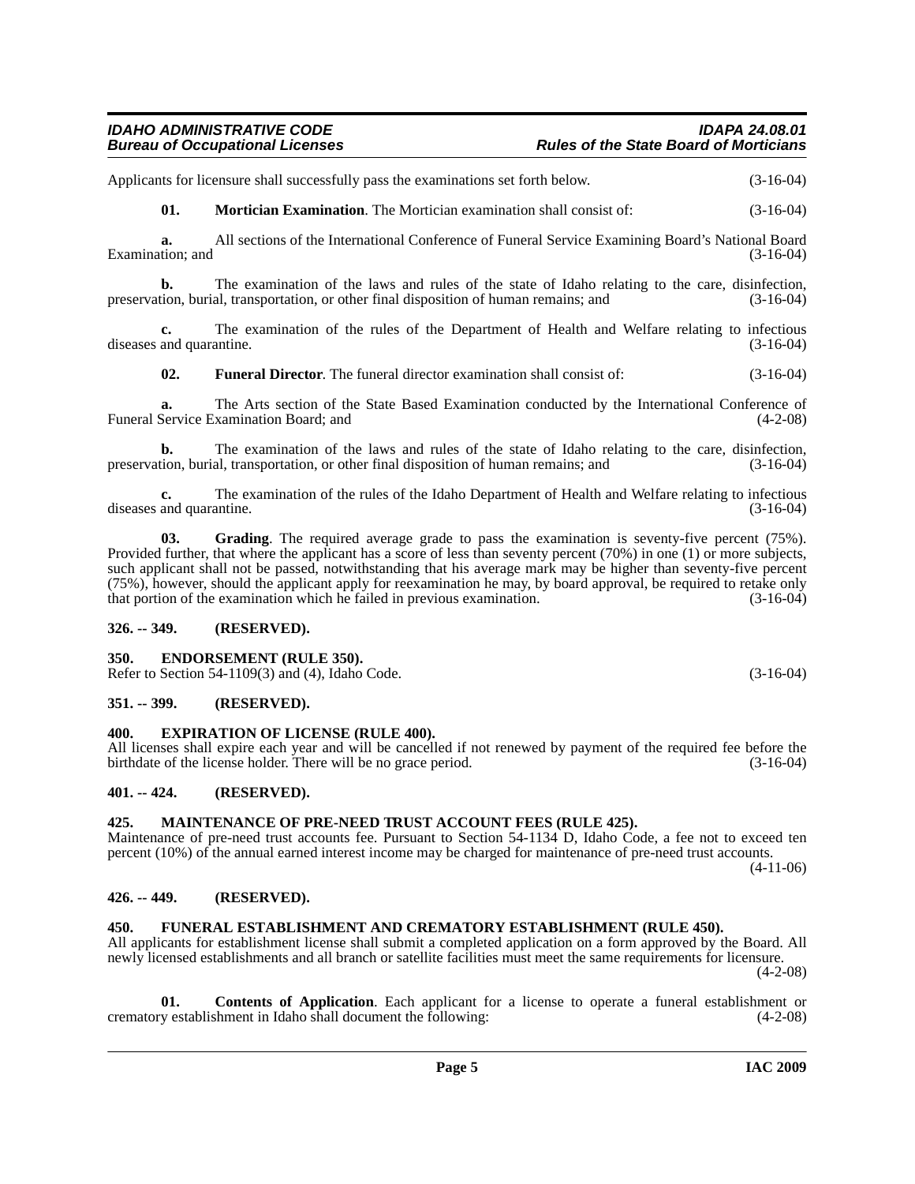Applicants for licensure shall successfully pass the examinations set forth below. (3-16-04)

**01. Mortician Examination**. The Mortician examination shall consist of: (3-16-04)

**a.** All sections of the International Conference of Funeral Service Examining Board's National Board Examination; and (3-16-04)

**b.** The examination of the laws and rules of the state of Idaho relating to the care, disinfection, preservation, burial, transportation, or other final disposition of human remains; and (3-16-04)

**c.** The examination of the rules of the Department of Health and Welfare relating to infectious diseases and quarantine. (3-16-04)

**02. Funeral Director**. The funeral director examination shall consist of: (3-16-04)

**a.** The Arts section of the State Based Examination conducted by the International Conference of Funeral Service Examination Board; and (4-2-08)

**b.** The examination of the laws and rules of the state of Idaho relating to the care, disinfection, preservation, burial, transportation, or other final disposition of human remains; and (3-16-04)

**c.** The examination of the rules of the Idaho Department of Health and Welfare relating to infectious diseases and quarantine. (3-16-04)

**03. Grading**. The required average grade to pass the examination is seventy-five percent (75%). Provided further, that where the applicant has a score of less than seventy percent (70%) in one (1) or more subjects, such applicant shall not be passed, notwithstanding that his average mark may be higher than seventy-five percent (75%), however, should the applicant apply for reexamination he may, by board approval, be required to retake only that portion of the examination which he failed in previous examination. (3-16-04)

## 326. -- 349. (RESERVED).

## 350. ENDORSEMENT (RULE 350).

Refer to Section 54-1109(3) and (4), Idaho Code. (3-16-04)

## 351. -- 399. (RESERVED).

## 400. EXPIRATION OF LICENSE (RULE 400).

All licenses shall expire each year and will be cancelled if not renewed by payment of the required fee before the birthdate of the license holder. There will be no grace period. (3-16-04)

## 401. -- 424. (RESERVED).

## 425. MAINTENANCE OF PRE-NEED TRUST ACCOUNT FEES (RULE 425).

Maintenance of pre-need trust accounts fee. Pursuant to Section 54-1134 D, Idaho Code, a fee not to exceed ten percent (10%) of the annual earned interest income may be charged for maintenance of pre-need trust accounts. (4-11-06)

## 426. -- 449. (RESERVED).

## 450. FUNERAL ESTABLISHMENT AND CREMATORY ESTABLISHMENT (RULE 450).

All applicants for establishment license shall submit a completed application on a form approved by the Board. All newly licensed establishments and all branch or satellite facilities must meet the same requirements for licensure. (4-2-08)

**01. Contents of Application**. Each applicant for a license to operate a funeral establishment or crematory establishment in Idaho shall document the following: (4-2-08)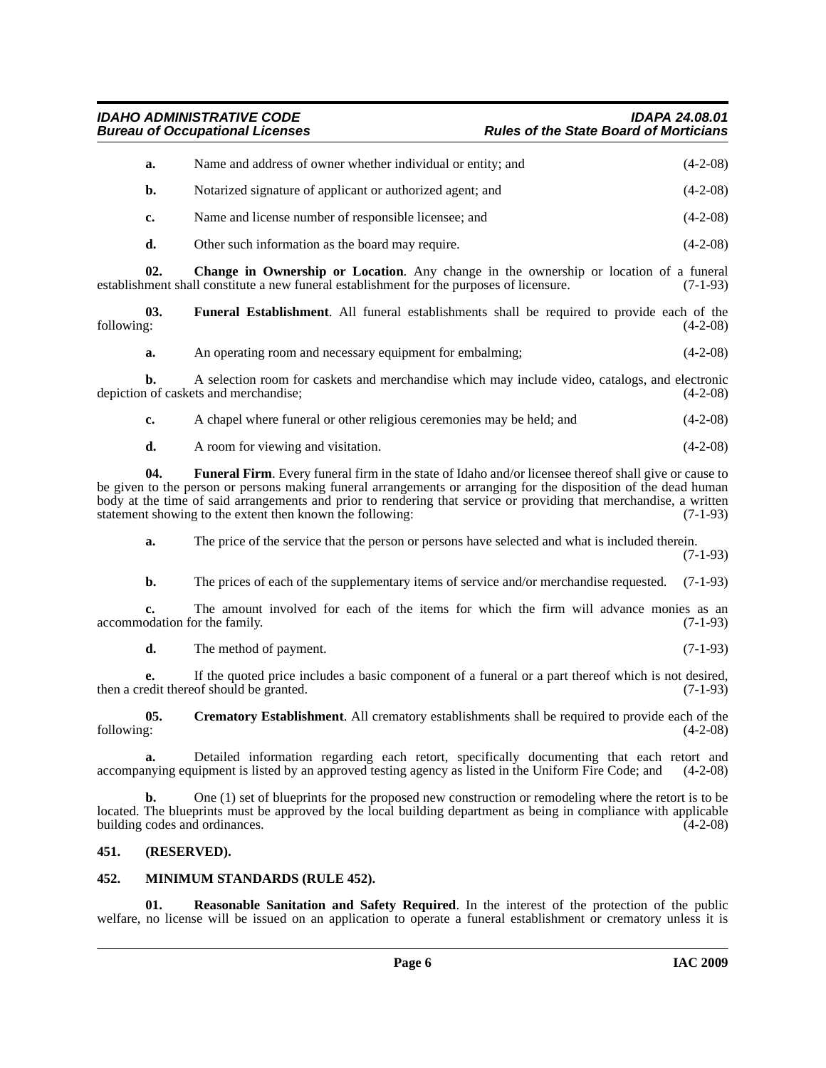**a.** Name and address of owner whether individual or entity; and (4-2-08)

**b.** Notarized signature of applicant or authorized agent; and (4-2-08)

**c.** Name and license number of responsible licensee; and (4-2-08)

**d.** Other such information as the board may require. (4-2-08)

**02. Change in Ownership or Location**. Any change in the ownership or location of a funeral establishment shall constitute a new funeral establishment for the purposes of licensure. (7-1-93)

**03. Funeral Establishment**. All funeral establishments shall be required to provide each of the following: (4-2-08)

**a.** An operating room and necessary equipment for embalming; (4-2-08)

**b.** A selection room for caskets and merchandise which may include video, catalogs, and electronic depiction of caskets and merchandise; (4-2-08)

**c.** A chapel where funeral or other religious ceremonies may be held; and (4-2-08)

**d.** A room for viewing and visitation. (4-2-08)

**04. Funeral Firm**. Every funeral firm in the state of Idaho and/or licensee thereof shall give or cause to be given to the person or persons making funeral arrangements or arranging for the disposition of the dead human body at the time of said arrangements and prior to rendering that service or providing that merchandise, a written statement showing to the extent then known the following: (7-1-93)

**a.** The price of the service that the person or persons have selected and what is included therein. (7-1-93)

**b.** The prices of each of the supplementary items of service and/or merchandise requested. (7-1-93)

**c.** The amount involved for each of the items for which the firm will advance monies as an accommodation for the family. (7-1-93)

**d.** The method of payment. (7-1-93)

**e.** If the quoted price includes a basic component of a funeral or a part thereof which is not desired, then a credit thereof should be granted. (7-1-93)

**05. Crematory Establishment**. All crematory establishments shall be required to provide each of the following: (4-2-08)

**a.** Detailed information regarding each retort, specifically documenting that each retort and accompanying equipment is listed by an approved testing agency as listed in the Uniform Fire Code; and (4-2-08)

**b.** One (1) set of blueprints for the proposed new construction or remodeling where the retort is to be located. The blueprints must be approved by the local building department as being in compliance with applicable building codes and ordinances. (4-2-08)

## 451. (RESERVED).

## 452. MINIMUM STANDARDS (RULE 452).

**01. Reasonable Sanitation and Safety Required**. In the interest of the protection of the public welfare, no license will be issued on an application to operate a funeral establishment or crematory unless it is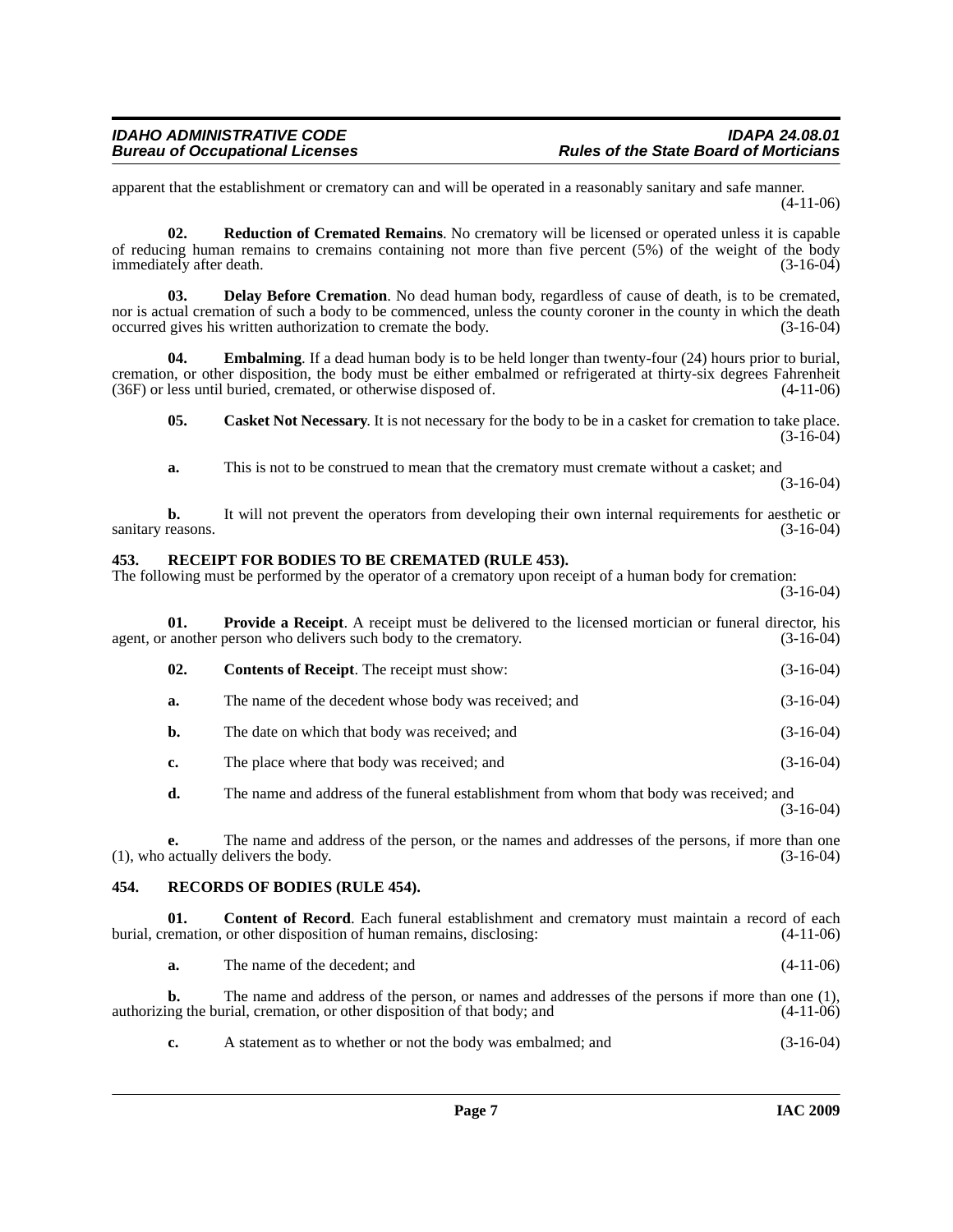apparent that the establishment or crematory can and will be operated in a reasonably sanitary and safe manner. (4-11-06)

**02. Reduction of Cremated Remains**. No crematory will be licensed or operated unless it is capable of reducing human remains to cremains containing not more than five percent (5%) of the weight of the body immediately after death. (3-16-04)

**03. Delay Before Cremation**. No dead human body, regardless of cause of death, is to be cremated, nor is actual cremation of such a body to be commenced, unless the county coroner in the county in which the death occurred gives his written authorization to cremate the body. (3-16-04)

**04. Embalming**. If a dead human body is to be held longer than twenty-four (24) hours prior to burial, cremation, or other disposition, the body must be either embalmed or refrigerated at thirty-six degrees Fahrenheit (36F) or less until buried, cremated, or otherwise disposed of. (4-11-06)

**05. Casket Not Necessary**. It is not necessary for the body to be in a casket for cremation to take place. (3-16-04)

**a.** This is not to be construed to mean that the crematory must cremate without a casket; and (3-16-04)

**b.** It will not prevent the operators from developing their own internal requirements for aesthetic or sanitary reasons. (3-16-04)

## 453. RECEIPT FOR BODIES TO BE CREMATED (RULE 453).

The following must be performed by the operator of a crematory upon receipt of a human body for cremation: (3-16-04)

**01. Provide a Receipt**. A receipt must be delivered to the licensed mortician or funeral director, his agent, or another person who delivers such body to the crematory. (3-16-04)

**02. Contents of Receipt**. The receipt must show: (3-16-04)

**a.** The name of the decedent whose body was received; and (3-16-04)

**b.** The date on which that body was received; and (3-16-04)

**c.** The place where that body was received; and (3-16-04)

**d.** The name and address of the funeral establishment from whom that body was received; and (3-16-04)

**e.** The name and address of the person, or the names and addresses of the persons, if more than one (1), who actually delivers the body. (3-16-04)

## 454. RECORDS OF BODIES (RULE 454).

**01. Content of Record**. Each funeral establishment and crematory must maintain a record of each burial, cremation, or other disposition of human remains, disclosing: (4-11-06)

**a.** The name of the decedent; and (4-11-06)

**b.** The name and address of the person, or names and addresses of the persons if more than one (1), authorizing the burial, cremation, or other disposition of that body; and (4-11-06)

**c.** A statement as to whether or not the body was embalmed; and (3-16-04)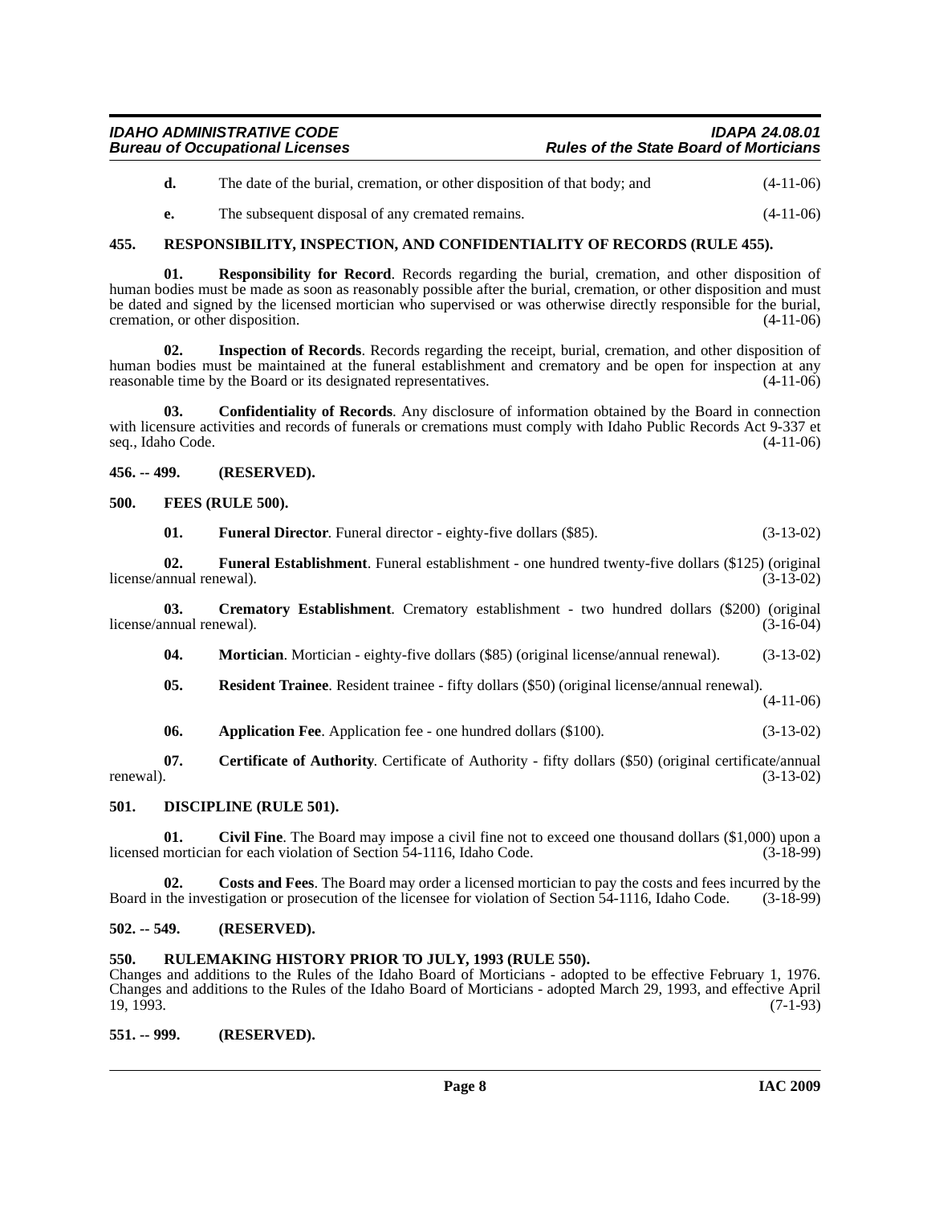**d.** The date of the burial, cremation, or other disposition of that body; and (4-11-06)

**e.** The subsequent disposal of any cremated remains. (4-11-06)

### 455. RESPONSIBILITY, INSPECTION, AND CONFIDENTIALITY OF RECORDS (RULE 455).

**01. Responsibility for Record**. Records regarding the burial, cremation, and other disposition of human bodies must be made as soon as reasonably possible after the burial, cremation, or other disposition and must be dated and signed by the licensed mortician who supervised or was otherwise directly responsible for the burial, cremation, or other disposition. (4-11-06)

**02. Inspection of Records**. Records regarding the receipt, burial, cremation, and other disposition of human bodies must be maintained at the funeral establishment and crematory and be open for inspection at any reasonable time by the Board or its designated representatives. (4-11-06)

**03. Confidentiality of Records**. Any disclosure of information obtained by the Board in connection with licensure activities and records of funerals or cremations must comply with Idaho Public Records Act 9-337 et seq., Idaho Code. (4-11-06)

### 456. -- 499. (RESERVED).

### 500. FEES (RULE 500).

**01. Funeral Director**. Funeral director - eighty-five dollars ($85). (3-13-02)

**02. Funeral Establishment**. Funeral establishment - one hundred twenty-five dollars ($125) (original license/annual renewal). (3-13-02)

**03. Crematory Establishment**. Crematory establishment - two hundred dollars ($200) (original license/annual renewal). (3-16-04)

**04. Mortician**. Mortician - eighty-five dollars ($85) (original license/annual renewal). (3-13-02)

**05. Resident Trainee**. Resident trainee - fifty dollars ($50) (original license/annual renewal). (4-11-06)

**06. Application Fee**. Application fee - one hundred dollars ($100). (3-13-02)

**07. Certificate of Authority**. Certificate of Authority - fifty dollars ($50) (original certificate/annual renewal). (3-13-02)

### 501. DISCIPLINE (RULE 501).

**01. Civil Fine**. The Board may impose a civil fine not to exceed one thousand dollars ($1,000) upon a licensed mortician for each violation of Section 54-1116, Idaho Code. (3-18-99)

**02. Costs and Fees**. The Board may order a licensed mortician to pay the costs and fees incurred by the Board in the investigation or prosecution of the licensee for violation of Section 54-1116, Idaho Code. (3-18-99)

### 502. -- 549. (RESERVED).

### 550. RULEMAKING HISTORY PRIOR TO JULY, 1993 (RULE 550).

Changes and additions to the Rules of the Idaho Board of Morticians - adopted to be effective February 1, 1976. Changes and additions to the Rules of the Idaho Board of Morticians - adopted March 29, 1993, and effective April 19, 1993. (7-1-93)

### 551. -- 999. (RESERVED).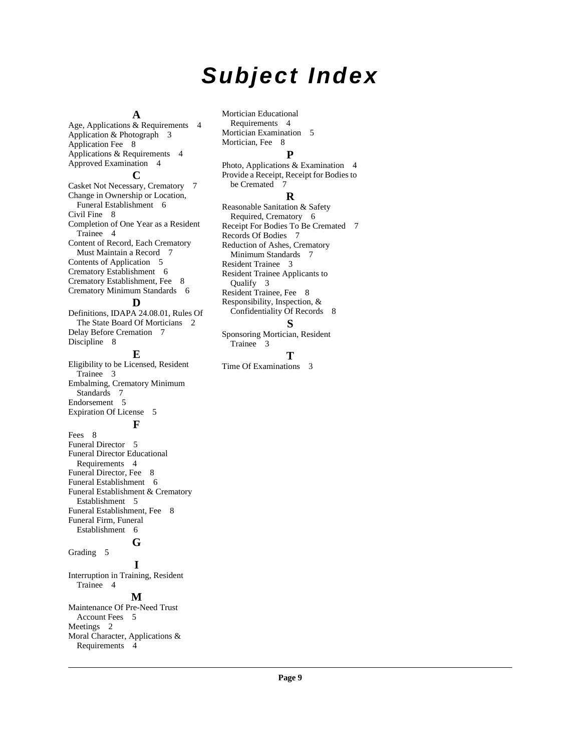# Subject Index

### A

Age, Applications & Requirements 4
Application & Photograph 3
Application Fee 8
Applications & Requirements 4
Approved Examination 4

### C

Casket Not Necessary, Crematory 7
Change in Ownership or Location, Funeral Establishment 6
Civil Fine 8
Completion of One Year as a Resident Trainee 4
Content of Record, Each Crematory Must Maintain a Record 7
Contents of Application 5
Crematory Establishment 6
Crematory Establishment, Fee 8
Crematory Minimum Standards 6

### D

Definitions, IDAPA 24.08.01, Rules Of The State Board Of Morticians 2
Delay Before Cremation 7
Discipline 8

### E

Eligibility to be Licensed, Resident Trainee 3
Embalming, Crematory Minimum Standards 7
Endorsement 5
Expiration Of License 5

### F

Fees 8
Funeral Director 5
Funeral Director Educational Requirements 4
Funeral Director, Fee 8
Funeral Establishment 6
Funeral Establishment & Crematory Establishment 5
Funeral Establishment, Fee 8
Funeral Firm, Funeral Establishment 6

### G

Grading 5

### I

Interruption in Training, Resident Trainee 4

### M

Maintenance Of Pre-Need Trust Account Fees 5
Meetings 2
Moral Character, Applications & Requirements 4
Mortician Educational Requirements 4
Mortician Examination 5
Mortician, Fee 8

### P

Photo, Applications & Examination 4
Provide a Receipt, Receipt for Bodies to be Cremated 7

### R

Reasonable Sanitation & Safety Required, Crematory 6
Receipt For Bodies To Be Cremated 7
Records Of Bodies 7
Reduction of Ashes, Crematory Minimum Standards 7
Resident Trainee 3
Resident Trainee Applicants to Qualify 3
Resident Trainee, Fee 8
Responsibility, Inspection, & Confidentiality Of Records 8

### S

Sponsoring Mortician, Resident Trainee 3

### T

Time Of Examinations 3